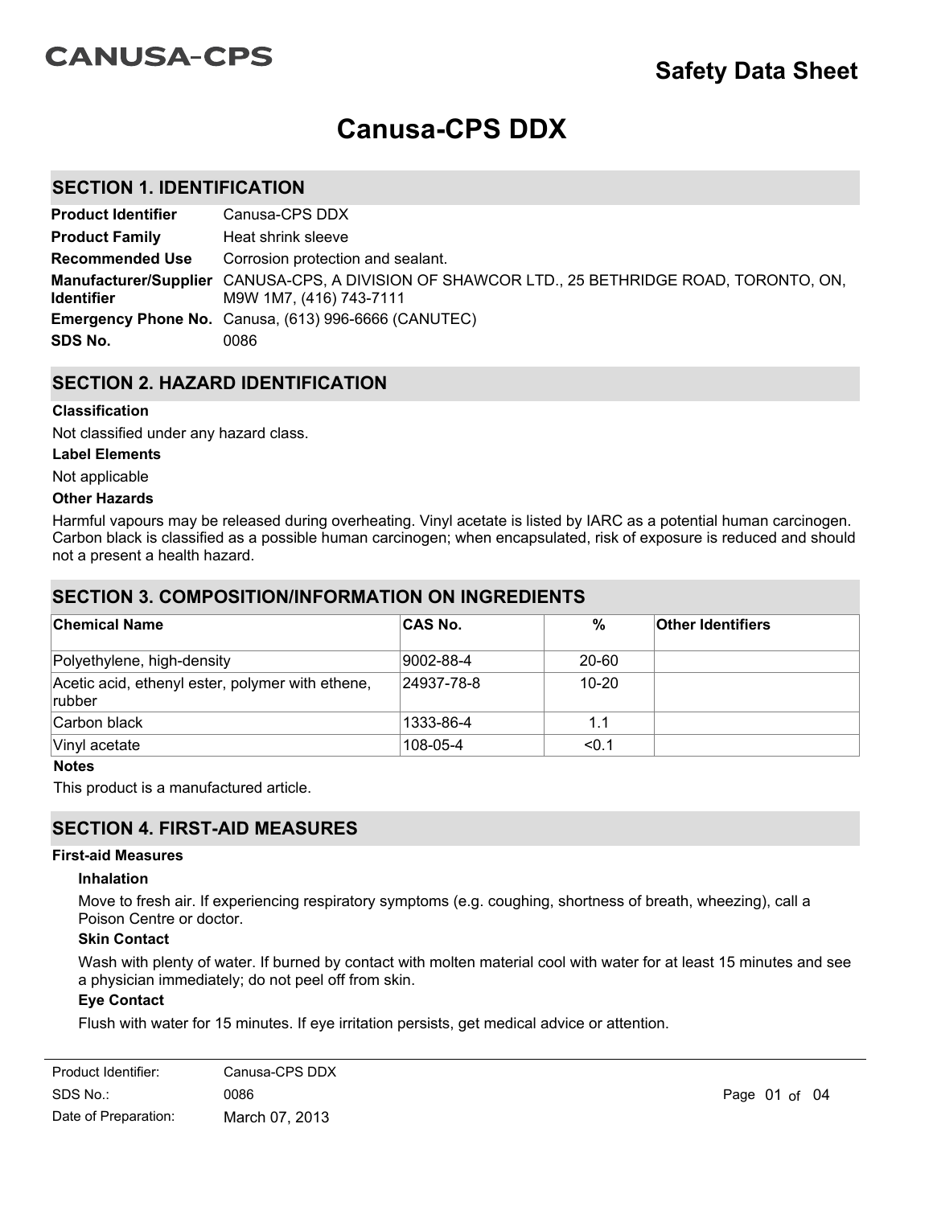CANUSA-CPS

# Safety Data Sheet

# Canusa-CPS DDX

## SECTION 1. IDENTIFICATION

| | |
|---|---|
| **Product Identifier** | Canusa-CPS DDX |
| **Product Family** | Heat shrink sleeve |
| **Recommended Use** | Corrosion protection and sealant. |
| **Manufacturer/Supplier Identifier** | CANUSA-CPS, A DIVISION OF SHAWCOR LTD., 25 BETHRIDGE ROAD, TORONTO, ON, M9W 1M7, (416) 743-7111 |
| **Emergency Phone No.** | Canusa, (613) 996-6666 (CANUTEC) |
| **SDS No.** | 0086 |

## SECTION 2. HAZARD IDENTIFICATION

#### Classification

Not classified under any hazard class.

#### Label Elements

Not applicable

#### Other Hazards

Harmful vapours may be released during overheating. Vinyl acetate is listed by IARC as a potential human carcinogen. Carbon black is classified as a possible human carcinogen; when encapsulated, risk of exposure is reduced and should not a present a health hazard.

## SECTION 3. COMPOSITION/INFORMATION ON INGREDIENTS

| Chemical Name | CAS No. | % | Other Identifiers |
|---|---|---|---|
| Polyethylene, high-density | 9002-88-4 | 20-60 | |
| Acetic acid, ethenyl ester, polymer with ethene, rubber | 24937-78-8 | 10-20 | |
| Carbon black | 1333-86-4 | 1.1 | |
| Vinyl acetate | 108-05-4 | <0.1 | |

#### Notes

This product is a manufactured article.

## SECTION 4. FIRST-AID MEASURES

#### First-aid Measures

##### Inhalation

Move to fresh air. If experiencing respiratory symptoms (e.g. coughing, shortness of breath, wheezing), call a Poison Centre or doctor.

##### Skin Contact

Wash with plenty of water. If burned by contact with molten material cool with water for at least 15 minutes and see a physician immediately; do not peel off from skin.

##### Eye Contact

Flush with water for 15 minutes. If eye irritation persists, get medical advice or attention.

Product Identifier: Canusa-CPS DDX
SDS No.: 0086
Date of Preparation: March 07, 2013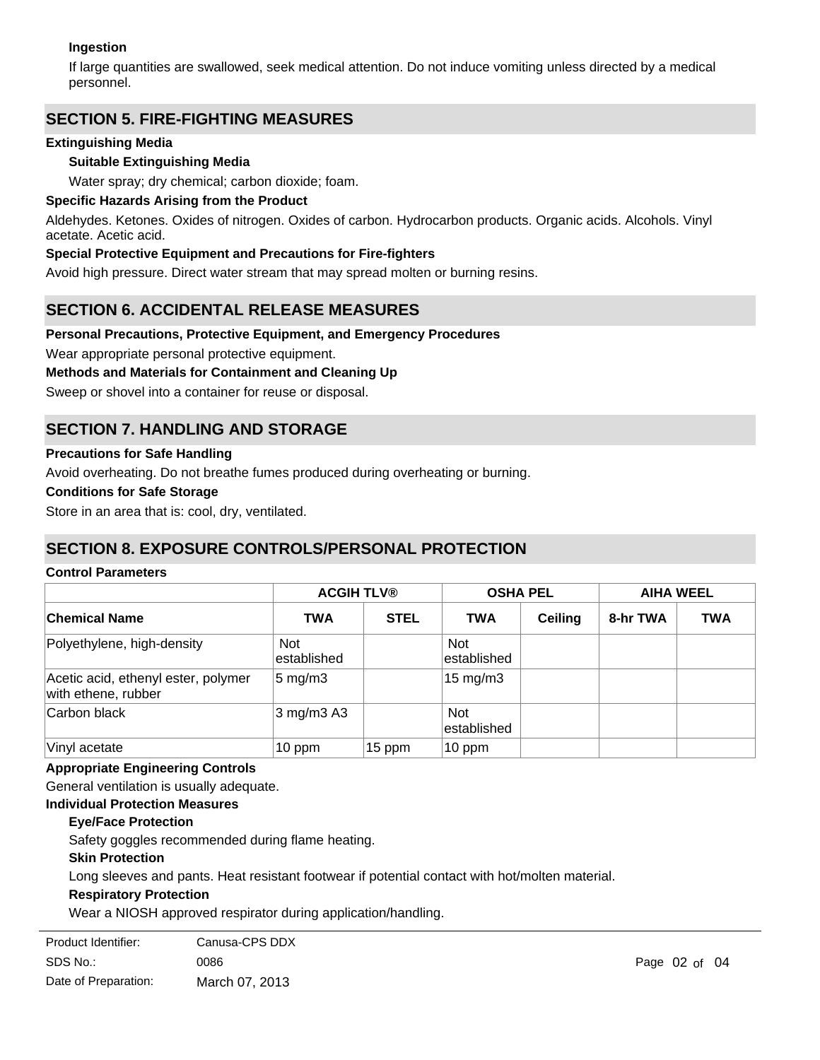### Ingestion

If large quantities are swallowed, seek medical attention. Do not induce vomiting unless directed by a medical personnel.

## SECTION 5. FIRE-FIGHTING MEASURES

**Extinguishing Media**

**Suitable Extinguishing Media**

Water spray; dry chemical; carbon dioxide; foam.

**Specific Hazards Arising from the Product**

Aldehydes. Ketones. Oxides of nitrogen. Oxides of carbon. Hydrocarbon products. Organic acids. Alcohols. Vinyl acetate. Acetic acid.

**Special Protective Equipment and Precautions for Fire-fighters**

Avoid high pressure. Direct water stream that may spread molten or burning resins.

## SECTION 6. ACCIDENTAL RELEASE MEASURES

**Personal Precautions, Protective Equipment, and Emergency Procedures**

Wear appropriate personal protective equipment.

**Methods and Materials for Containment and Cleaning Up**

Sweep or shovel into a container for reuse or disposal.

## SECTION 7. HANDLING AND STORAGE

**Precautions for Safe Handling**

Avoid overheating. Do not breathe fumes produced during overheating or burning.

**Conditions for Safe Storage**

Store in an area that is: cool, dry, ventilated.

## SECTION 8. EXPOSURE CONTROLS/PERSONAL PROTECTION

**Control Parameters**

| | ACGIH TLV® | | OSHA PEL | | AIHA WEEL | |
|---|---|---|---|---|---|---|
| **Chemical Name** | **TWA** | **STEL** | **TWA** | **Ceiling** | **8-hr TWA** | **TWA** |
| Polyethylene, high-density | Not established | | Not established | | | |
| Acetic acid, ethenyl ester, polymer with ethene, rubber | 5 mg/m3 | | 15 mg/m3 | | | |
| Carbon black | 3 mg/m3 A3 | | Not established | | | |
| Vinyl acetate | 10 ppm | 15 ppm | 10 ppm | | | |

**Appropriate Engineering Controls**

General ventilation is usually adequate.

**Individual Protection Measures**

**Eye/Face Protection**

Safety goggles recommended during flame heating.

**Skin Protection**

Long sleeves and pants. Heat resistant footwear if potential contact with hot/molten material.

**Respiratory Protection**

Wear a NIOSH approved respirator during application/handling.

| | |
|---|---|
| Product Identifier: | Canusa-CPS DDX |
| SDS No.: | 0086 |
| Date of Preparation: | March 07, 2013 |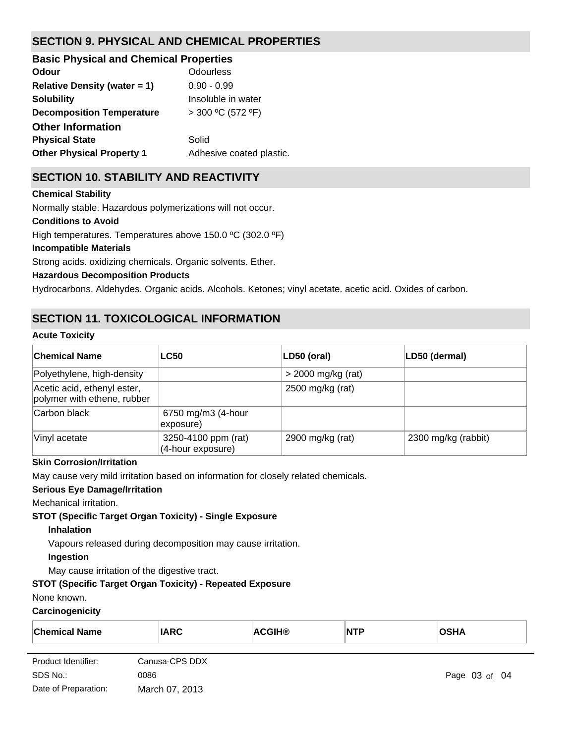## SECTION 9. PHYSICAL AND CHEMICAL PROPERTIES

### Basic Physical and Chemical Properties

**Odour** Odourless

**Relative Density (water = 1)** 0.90 - 0.99

**Solubility** Insoluble in water

**Decomposition Temperature** > 300 ºC (572 ºF)

### Other Information

**Physical State** Solid

**Other Physical Property 1** Adhesive coated plastic.

## SECTION 10. STABILITY AND REACTIVITY

**Chemical Stability**

Normally stable. Hazardous polymerizations will not occur.

**Conditions to Avoid**

High temperatures. Temperatures above 150.0 ºC (302.0 ºF)

**Incompatible Materials**

Strong acids. oxidizing chemicals. Organic solvents. Ether.

**Hazardous Decomposition Products**

Hydrocarbons. Aldehydes. Organic acids. Alcohols. Ketones; vinyl acetate. acetic acid. Oxides of carbon.

## SECTION 11. TOXICOLOGICAL INFORMATION

**Acute Toxicity**

| Chemical Name | LC50 | LD50 (oral) | LD50 (dermal) |
|---|---|---|---|
| Polyethylene, high-density | | > 2000 mg/kg (rat) | |
| Acetic acid, ethenyl ester, polymer with ethene, rubber | | 2500 mg/kg (rat) | |
| Carbon black | 6750 mg/m3 (4-hour exposure) | | |
| Vinyl acetate | 3250-4100 ppm (rat) (4-hour exposure) | 2900 mg/kg (rat) | 2300 mg/kg (rabbit) |

**Skin Corrosion/Irritation**

May cause very mild irritation based on information for closely related chemicals.

**Serious Eye Damage/Irritation**

Mechanical irritation.

**STOT (Specific Target Organ Toxicity) - Single Exposure**

**Inhalation**

Vapours released during decomposition may cause irritation.

**Ingestion**

May cause irritation of the digestive tract.

**STOT (Specific Target Organ Toxicity) - Repeated Exposure**

None known.

**Carcinogenicity**

| Chemical Name | IARC | ACGIH® | NTP | OSHA |
|---|---|---|---|---|

Product Identifier: Canusa-CPS DDX

SDS No.: 0086

Date of Preparation: March 07, 2013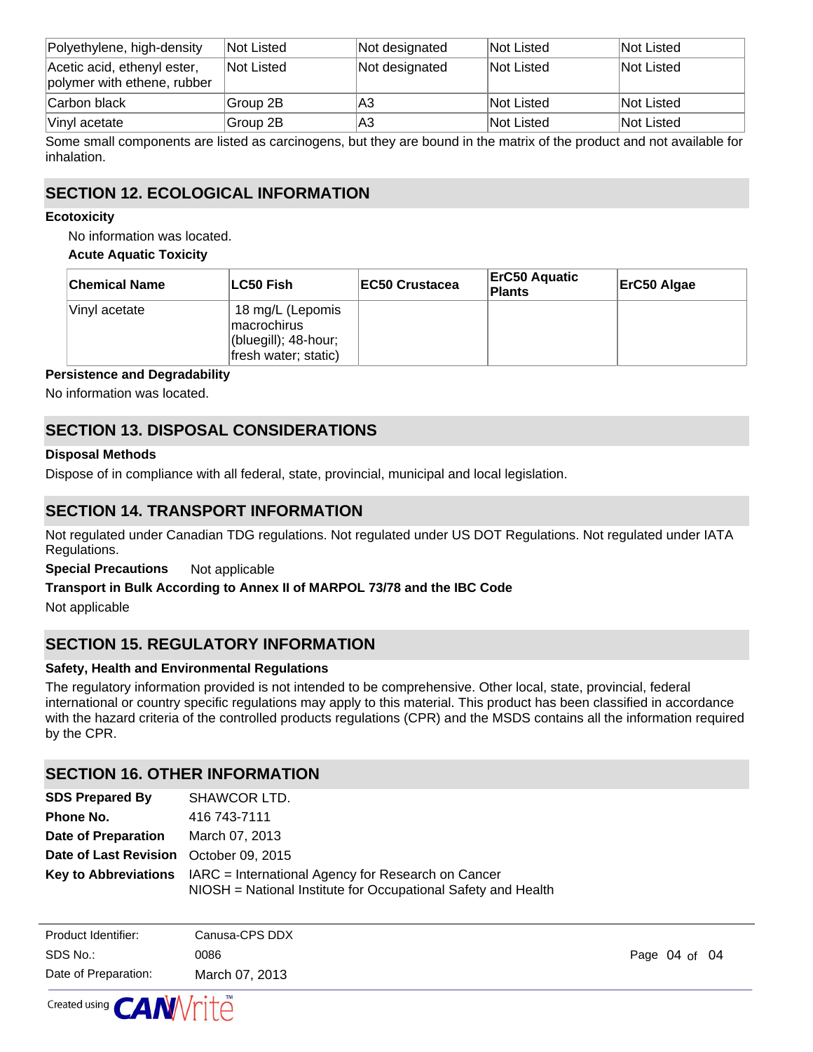| | | | | |
|---|---|---|---|---|
| Polyethylene, high-density | Not Listed | Not designated | Not Listed | Not Listed |
| Acetic acid, ethenyl ester, polymer with ethene, rubber | Not Listed | Not designated | Not Listed | Not Listed |
| Carbon black | Group 2B | A3 | Not Listed | Not Listed |
| Vinyl acetate | Group 2B | A3 | Not Listed | Not Listed |

Some small components are listed as carcinogens, but they are bound in the matrix of the product and not available for inhalation.

## SECTION 12. ECOLOGICAL INFORMATION

**Ecotoxicity**

No information was located.

**Acute Aquatic Toxicity**

| Chemical Name | LC50 Fish | EC50 Crustacea | ErC50 Aquatic Plants | ErC50 Algae |
|---|---|---|---|---|
| Vinyl acetate | 18 mg/L (Lepomis macrochirus (bluegill); 48-hour; fresh water; static) | | | |

**Persistence and Degradability**

No information was located.

## SECTION 13. DISPOSAL CONSIDERATIONS

**Disposal Methods**

Dispose of in compliance with all federal, state, provincial, municipal and local legislation.

## SECTION 14. TRANSPORT INFORMATION

Not regulated under Canadian TDG regulations. Not regulated under US DOT Regulations. Not regulated under IATA Regulations.

**Special Precautions** Not applicable

**Transport in Bulk According to Annex II of MARPOL 73/78 and the IBC Code**

Not applicable

## SECTION 15. REGULATORY INFORMATION

**Safety, Health and Environmental Regulations**

The regulatory information provided is not intended to be comprehensive. Other local, state, provincial, federal international or country specific regulations may apply to this material. This product has been classified in accordance with the hazard criteria of the controlled products regulations (CPR) and the MSDS contains all the information required by the CPR.

## SECTION 16. OTHER INFORMATION

**SDS Prepared By** SHAWCOR LTD.

**Phone No.** 416 743-7111

**Date of Preparation** March 07, 2013

**Date of Last Revision** October 09, 2015

**Key to Abbreviations** IARC = International Agency for Research on Cancer
NIOSH = National Institute for Occupational Safety and Health